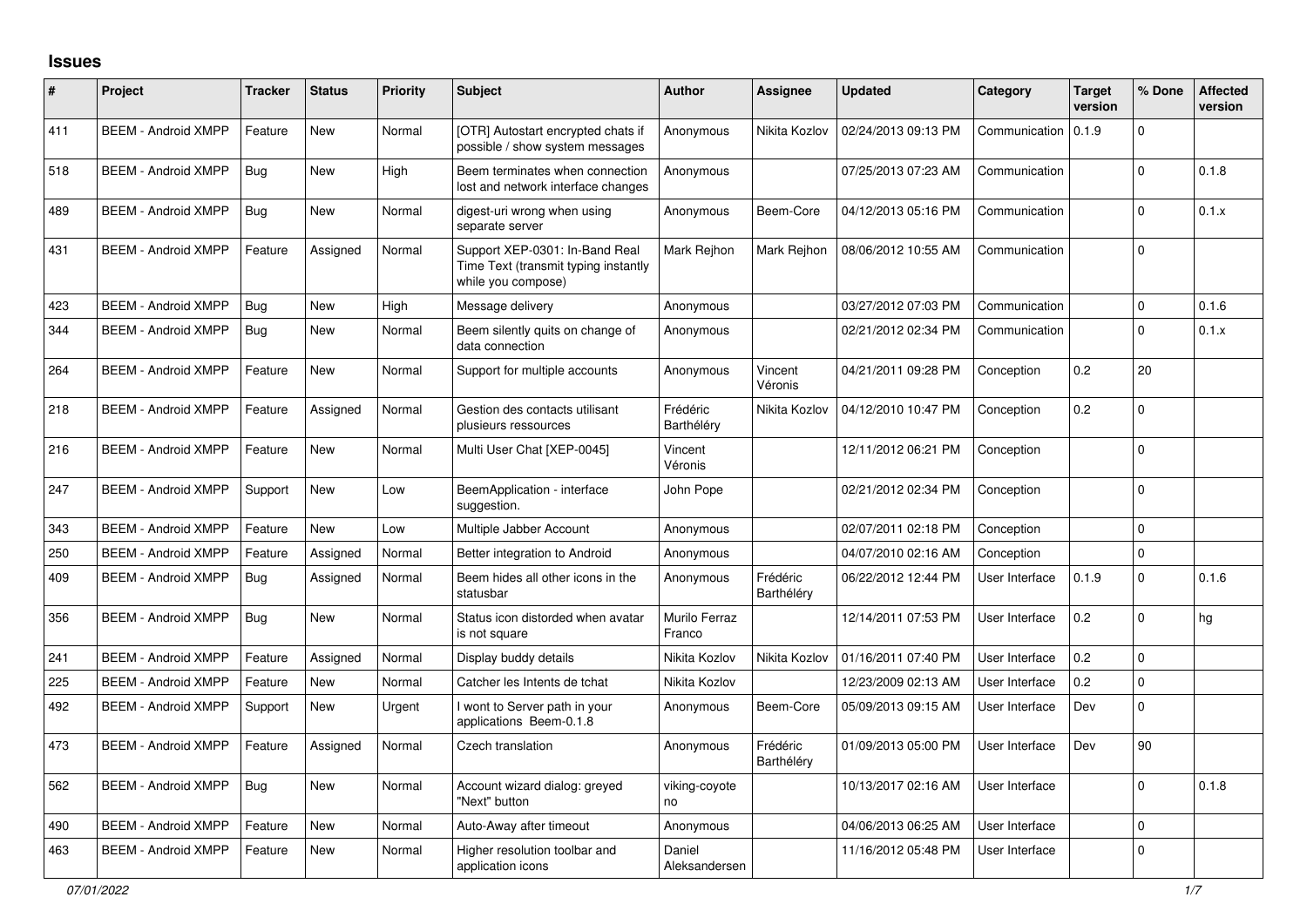# Issues

| # | Project | Tracker | Status | Priority | Subject | Author | Assignee | Updated | Category | Target version | % Done | Affected version |
|---|---|---|---|---|---|---|---|---|---|---|---|---|
| 411 | BEEM - Android XMPP | Feature | New | Normal | [OTR] Autostart encrypted chats if possible / show system messages | Anonymous | Nikita Kozlov | 02/24/2013 09:13 PM | Communication | 0.1.9 | 0 | |
| 518 | BEEM - Android XMPP | Bug | New | High | Beem terminates when connection lost and network interface changes | Anonymous | | 07/25/2013 07:23 AM | Communication | | 0 | 0.1.8 |
| 489 | BEEM - Android XMPP | Bug | New | Normal | digest-uri wrong when using separate server | Anonymous | Beem-Core | 04/12/2013 05:16 PM | Communication | | 0 | 0.1.x |
| 431 | BEEM - Android XMPP | Feature | Assigned | Normal | Support XEP-0301: In-Band Real Time Text (transmit typing instantly while you compose) | Mark Rejhon | Mark Rejhon | 08/06/2012 10:55 AM | Communication | | 0 | |
| 423 | BEEM - Android XMPP | Bug | New | High | Message delivery | Anonymous | | 03/27/2012 07:03 PM | Communication | | 0 | 0.1.6 |
| 344 | BEEM - Android XMPP | Bug | New | Normal | Beem silently quits on change of data connection | Anonymous | | 02/21/2012 02:34 PM | Communication | | 0 | 0.1.x |
| 264 | BEEM - Android XMPP | Feature | New | Normal | Support for multiple accounts | Anonymous | Vincent Véronis | 04/21/2011 09:28 PM | Conception | 0.2 | 20 | |
| 218 | BEEM - Android XMPP | Feature | Assigned | Normal | Gestion des contacts utilisant plusieurs ressources | Frédéric Barthéléry | Nikita Kozlov | 04/12/2010 10:47 PM | Conception | 0.2 | 0 | |
| 216 | BEEM - Android XMPP | Feature | New | Normal | Multi User Chat [XEP-0045] | Vincent Véronis | | 12/11/2012 06:21 PM | Conception | | 0 | |
| 247 | BEEM - Android XMPP | Support | New | Low | BeemApplication - interface suggestion. | John Pope | | 02/21/2012 02:34 PM | Conception | | 0 | |
| 343 | BEEM - Android XMPP | Feature | New | Low | Multiple Jabber Account | Anonymous | | 02/07/2011 02:18 PM | Conception | | 0 | |
| 250 | BEEM - Android XMPP | Feature | Assigned | Normal | Better integration to Android | Anonymous | | 04/07/2010 02:16 AM | Conception | | 0 | |
| 409 | BEEM - Android XMPP | Bug | Assigned | Normal | Beem hides all other icons in the statusbar | Anonymous | Frédéric Barthéléry | 06/22/2012 12:44 PM | User Interface | 0.1.9 | 0 | 0.1.6 |
| 356 | BEEM - Android XMPP | Bug | New | Normal | Status icon distorded when avatar is not square | Murilo Ferraz Franco | | 12/14/2011 07:53 PM | User Interface | 0.2 | 0 | hg |
| 241 | BEEM - Android XMPP | Feature | Assigned | Normal | Display buddy details | Nikita Kozlov | Nikita Kozlov | 01/16/2011 07:40 PM | User Interface | 0.2 | 0 | |
| 225 | BEEM - Android XMPP | Feature | New | Normal | Catcher les Intents de tchat | Nikita Kozlov | | 12/23/2009 02:13 AM | User Interface | 0.2 | 0 | |
| 492 | BEEM - Android XMPP | Support | New | Urgent | I wont to Server path in your applications Beem-0.1.8 | Anonymous | Beem-Core | 05/09/2013 09:15 AM | User Interface | Dev | 0 | |
| 473 | BEEM - Android XMPP | Feature | Assigned | Normal | Czech translation | Anonymous | Frédéric Barthéléry | 01/09/2013 05:00 PM | User Interface | Dev | 90 | |
| 562 | BEEM - Android XMPP | Bug | New | Normal | Account wizard dialog: greyed "Next" button | viking-coyote no | | 10/13/2017 02:16 AM | User Interface | | 0 | 0.1.8 |
| 490 | BEEM - Android XMPP | Feature | New | Normal | Auto-Away after timeout | Anonymous | | 04/06/2013 06:25 AM | User Interface | | 0 | |
| 463 | BEEM - Android XMPP | Feature | New | Normal | Higher resolution toolbar and application icons | Daniel Aleksandersen | | 11/16/2012 05:48 PM | User Interface | | 0 | |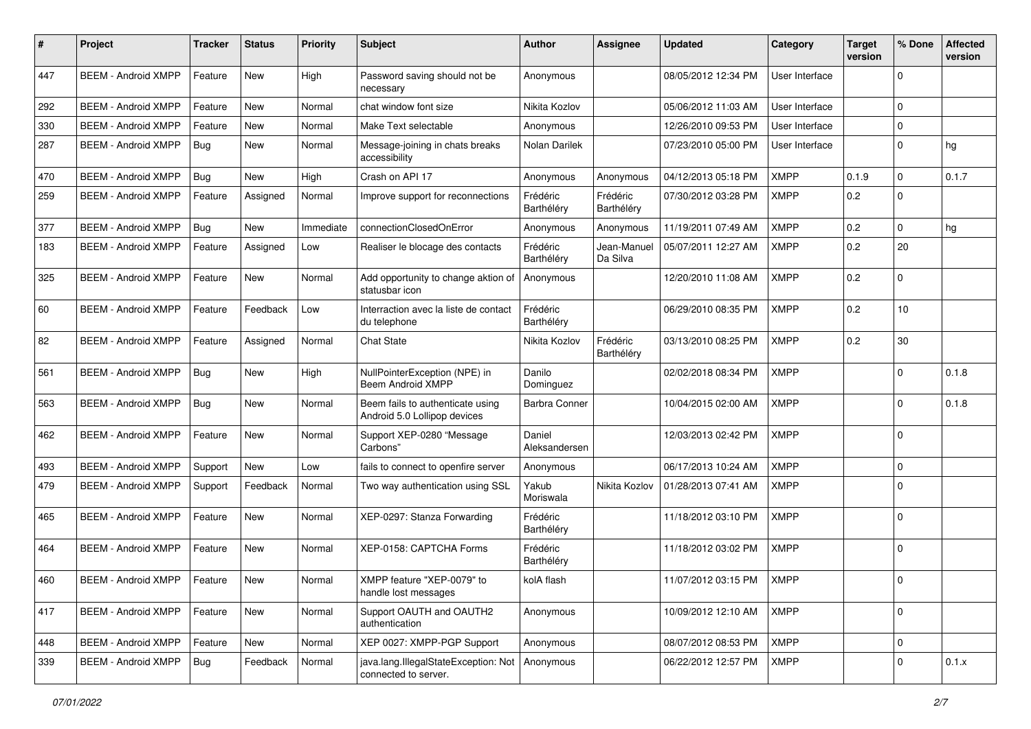| # | Project | Tracker | Status | Priority | Subject | Author | Assignee | Updated | Category | Target version | % Done | Affected version |
|---|---|---|---|---|---|---|---|---|---|---|---|---|
| 447 | BEEM - Android XMPP | Feature | New | High | Password saving should not be necessary | Anonymous | | 08/05/2012 12:34 PM | User Interface | | 0 | |
| 292 | BEEM - Android XMPP | Feature | New | Normal | chat window font size | Nikita Kozlov | | 05/06/2012 11:03 AM | User Interface | | 0 | |
| 330 | BEEM - Android XMPP | Feature | New | Normal | Make Text selectable | Anonymous | | 12/26/2010 09:53 PM | User Interface | | 0 | |
| 287 | BEEM - Android XMPP | Bug | New | Normal | Message-joining in chats breaks accessibility | Nolan Darilek | | 07/23/2010 05:00 PM | User Interface | | 0 | hg |
| 470 | BEEM - Android XMPP | Bug | New | High | Crash on API 17 | Anonymous | Anonymous | 04/12/2013 05:18 PM | XMPP | 0.1.9 | 0 | 0.1.7 |
| 259 | BEEM - Android XMPP | Feature | Assigned | Normal | Improve support for reconnections | Frédéric Barthéléry | Frédéric Barthéléry | 07/30/2012 03:28 PM | XMPP | 0.2 | 0 | |
| 377 | BEEM - Android XMPP | Bug | New | Immediate | connectionClosedOnError | Anonymous | Anonymous | 11/19/2011 07:49 AM | XMPP | 0.2 | 0 | hg |
| 183 | BEEM - Android XMPP | Feature | Assigned | Low | Realiser le blocage des contacts | Frédéric Barthéléry | Jean-Manuel Da Silva | 05/07/2011 12:27 AM | XMPP | 0.2 | 20 | |
| 325 | BEEM - Android XMPP | Feature | New | Normal | Add opportunity to change aktion of statusbar icon | Anonymous | | 12/20/2010 11:08 AM | XMPP | 0.2 | 0 | |
| 60 | BEEM - Android XMPP | Feature | Feedback | Low | Interraction avec la liste de contact du telephone | Frédéric Barthéléry | | 06/29/2010 08:35 PM | XMPP | 0.2 | 10 | |
| 82 | BEEM - Android XMPP | Feature | Assigned | Normal | Chat State | Nikita Kozlov | Frédéric Barthéléry | 03/13/2010 08:25 PM | XMPP | 0.2 | 30 | |
| 561 | BEEM - Android XMPP | Bug | New | High | NullPointerException (NPE) in Beem Android XMPP | Danilo Dominguez | | 02/02/2018 08:34 PM | XMPP | | 0 | 0.1.8 |
| 563 | BEEM - Android XMPP | Bug | New | Normal | Beem fails to authenticate using Android 5.0 Lollipop devices | Barbra Conner | | 10/04/2015 02:00 AM | XMPP | | 0 | 0.1.8 |
| 462 | BEEM - Android XMPP | Feature | New | Normal | Support XEP-0280 "Message Carbons" | Daniel Aleksandersen | | 12/03/2013 02:42 PM | XMPP | | 0 | |
| 493 | BEEM - Android XMPP | Support | New | Low | fails to connect to openfire server | Anonymous | | 06/17/2013 10:24 AM | XMPP | | 0 | |
| 479 | BEEM - Android XMPP | Support | Feedback | Normal | Two way authentication using SSL | Yakub Moriswala | Nikita Kozlov | 01/28/2013 07:41 AM | XMPP | | 0 | |
| 465 | BEEM - Android XMPP | Feature | New | Normal | XEP-0297: Stanza Forwarding | Frédéric Barthéléry | | 11/18/2012 03:10 PM | XMPP | | 0 | |
| 464 | BEEM - Android XMPP | Feature | New | Normal | XEP-0158: CAPTCHA Forms | Frédéric Barthéléry | | 11/18/2012 03:02 PM | XMPP | | 0 | |
| 460 | BEEM - Android XMPP | Feature | New | Normal | XMPP feature "XEP-0079" to handle lost messages | kolA flash | | 11/07/2012 03:15 PM | XMPP | | 0 | |
| 417 | BEEM - Android XMPP | Feature | New | Normal | Support OAUTH and OAUTH2 authentication | Anonymous | | 10/09/2012 12:10 AM | XMPP | | 0 | |
| 448 | BEEM - Android XMPP | Feature | New | Normal | XEP 0027: XMPP-PGP Support | Anonymous | | 08/07/2012 08:53 PM | XMPP | | 0 | |
| 339 | BEEM - Android XMPP | Bug | Feedback | Normal | java.lang.IllegalStateException: Not connected to server. | Anonymous | | 06/22/2012 12:57 PM | XMPP | | 0 | 0.1.x |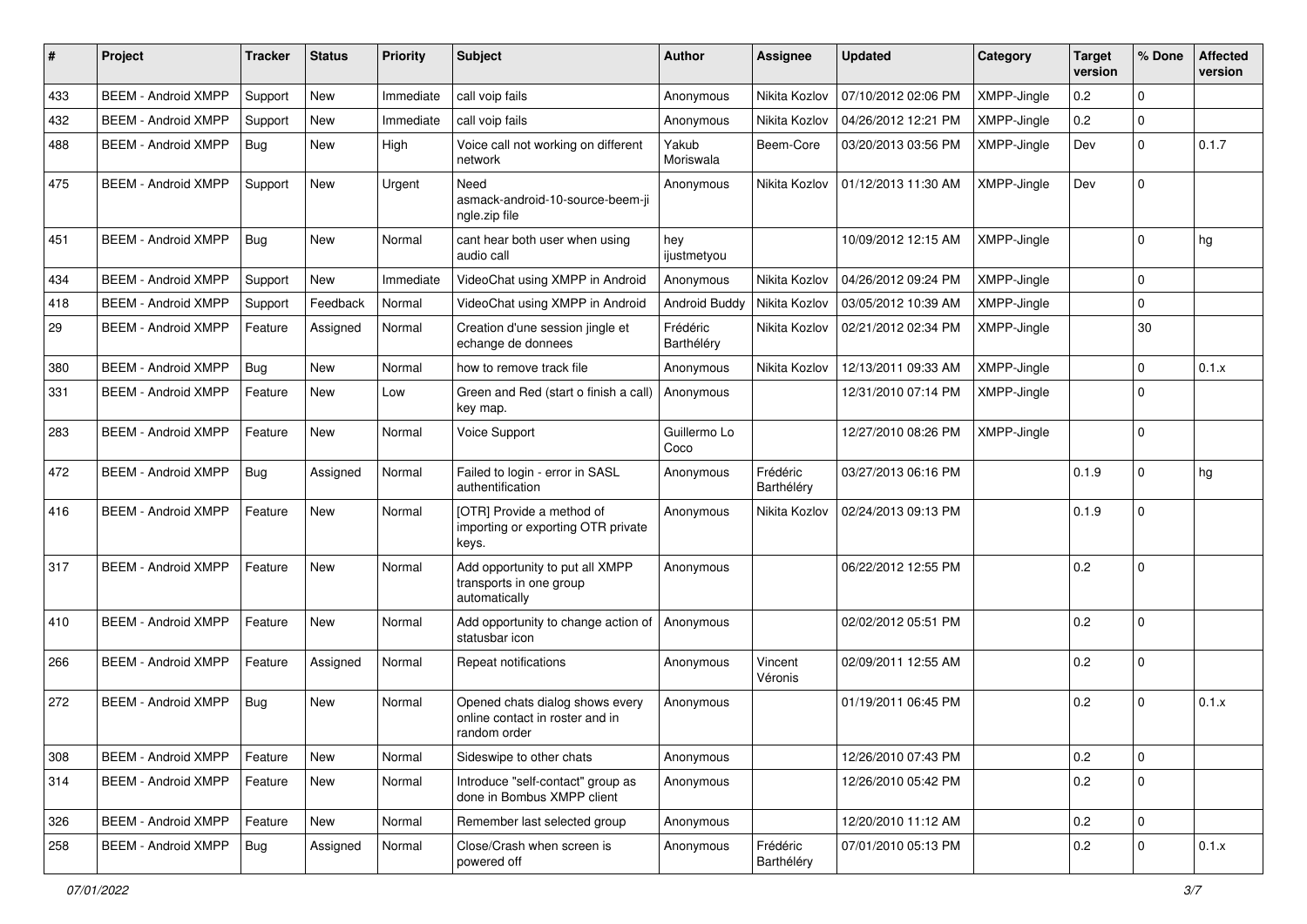| # | Project | Tracker | Status | Priority | Subject | Author | Assignee | Updated | Category | Target version | % Done | Affected version |
|---|---|---|---|---|---|---|---|---|---|---|---|---|
| 433 | BEEM - Android XMPP | Support | New | Immediate | call voip fails | Anonymous | Nikita Kozlov | 07/10/2012 02:06 PM | XMPP-Jingle | 0.2 | 0 | |
| 432 | BEEM - Android XMPP | Support | New | Immediate | call voip fails | Anonymous | Nikita Kozlov | 04/26/2012 12:21 PM | XMPP-Jingle | 0.2 | 0 | |
| 488 | BEEM - Android XMPP | Bug | New | High | Voice call not working on different network | Yakub Moriswala | Beem-Core | 03/20/2013 03:56 PM | XMPP-Jingle | Dev | 0 | 0.1.7 |
| 475 | BEEM - Android XMPP | Support | New | Urgent | Need asmack-android-10-source-beem-jingle.zip file | Anonymous | Nikita Kozlov | 01/12/2013 11:30 AM | XMPP-Jingle | Dev | 0 | |
| 451 | BEEM - Android XMPP | Bug | New | Normal | cant hear both user when using audio call | hey ijustmetyou | | 10/09/2012 12:15 AM | XMPP-Jingle | | 0 | hg |
| 434 | BEEM - Android XMPP | Support | New | Immediate | VideoChat using XMPP in Android | Anonymous | Nikita Kozlov | 04/26/2012 09:24 PM | XMPP-Jingle | | 0 | |
| 418 | BEEM - Android XMPP | Support | Feedback | Normal | VideoChat using XMPP in Android | Android Buddy | Nikita Kozlov | 03/05/2012 10:39 AM | XMPP-Jingle | | 0 | |
| 29 | BEEM - Android XMPP | Feature | Assigned | Normal | Creation d'une session jingle et echange de donnees | Frédéric Barthéléry | Nikita Kozlov | 02/21/2012 02:34 PM | XMPP-Jingle | | 30 | |
| 380 | BEEM - Android XMPP | Bug | New | Normal | how to remove track file | Anonymous | Nikita Kozlov | 12/13/2011 09:33 AM | XMPP-Jingle | | 0 | 0.1.x |
| 331 | BEEM - Android XMPP | Feature | New | Low | Green and Red (start o finish a call) key map. | Anonymous | | 12/31/2010 07:14 PM | XMPP-Jingle | | 0 | |
| 283 | BEEM - Android XMPP | Feature | New | Normal | Voice Support | Guillermo Lo Coco | | 12/27/2010 08:26 PM | XMPP-Jingle | | 0 | |
| 472 | BEEM - Android XMPP | Bug | Assigned | Normal | Failed to login - error in SASL authentification | Anonymous | Frédéric Barthéléry | 03/27/2013 06:16 PM | | 0.1.9 | 0 | hg |
| 416 | BEEM - Android XMPP | Feature | New | Normal | [OTR] Provide a method of importing or exporting OTR private keys. | Anonymous | Nikita Kozlov | 02/24/2013 09:13 PM | | 0.1.9 | 0 | |
| 317 | BEEM - Android XMPP | Feature | New | Normal | Add opportunity to put all XMPP transports in one group automatically | Anonymous | | 06/22/2012 12:55 PM | | 0.2 | 0 | |
| 410 | BEEM - Android XMPP | Feature | New | Normal | Add opportunity to change action of statusbar icon | Anonymous | | 02/02/2012 05:51 PM | | 0.2 | 0 | |
| 266 | BEEM - Android XMPP | Feature | Assigned | Normal | Repeat notifications | Anonymous | Vincent Véronis | 02/09/2011 12:55 AM | | 0.2 | 0 | |
| 272 | BEEM - Android XMPP | Bug | New | Normal | Opened chats dialog shows every online contact in roster and in random order | Anonymous | | 01/19/2011 06:45 PM | | 0.2 | 0 | 0.1.x |
| 308 | BEEM - Android XMPP | Feature | New | Normal | Sideswipe to other chats | Anonymous | | 12/26/2010 07:43 PM | | 0.2 | 0 | |
| 314 | BEEM - Android XMPP | Feature | New | Normal | Introduce "self-contact" group as done in Bombus XMPP client | Anonymous | | 12/26/2010 05:42 PM | | 0.2 | 0 | |
| 326 | BEEM - Android XMPP | Feature | New | Normal | Remember last selected group | Anonymous | | 12/20/2010 11:12 AM | | 0.2 | 0 | |
| 258 | BEEM - Android XMPP | Bug | Assigned | Normal | Close/Crash when screen is powered off | Anonymous | Frédéric Barthéléry | 07/01/2010 05:13 PM | | 0.2 | 0 | 0.1.x |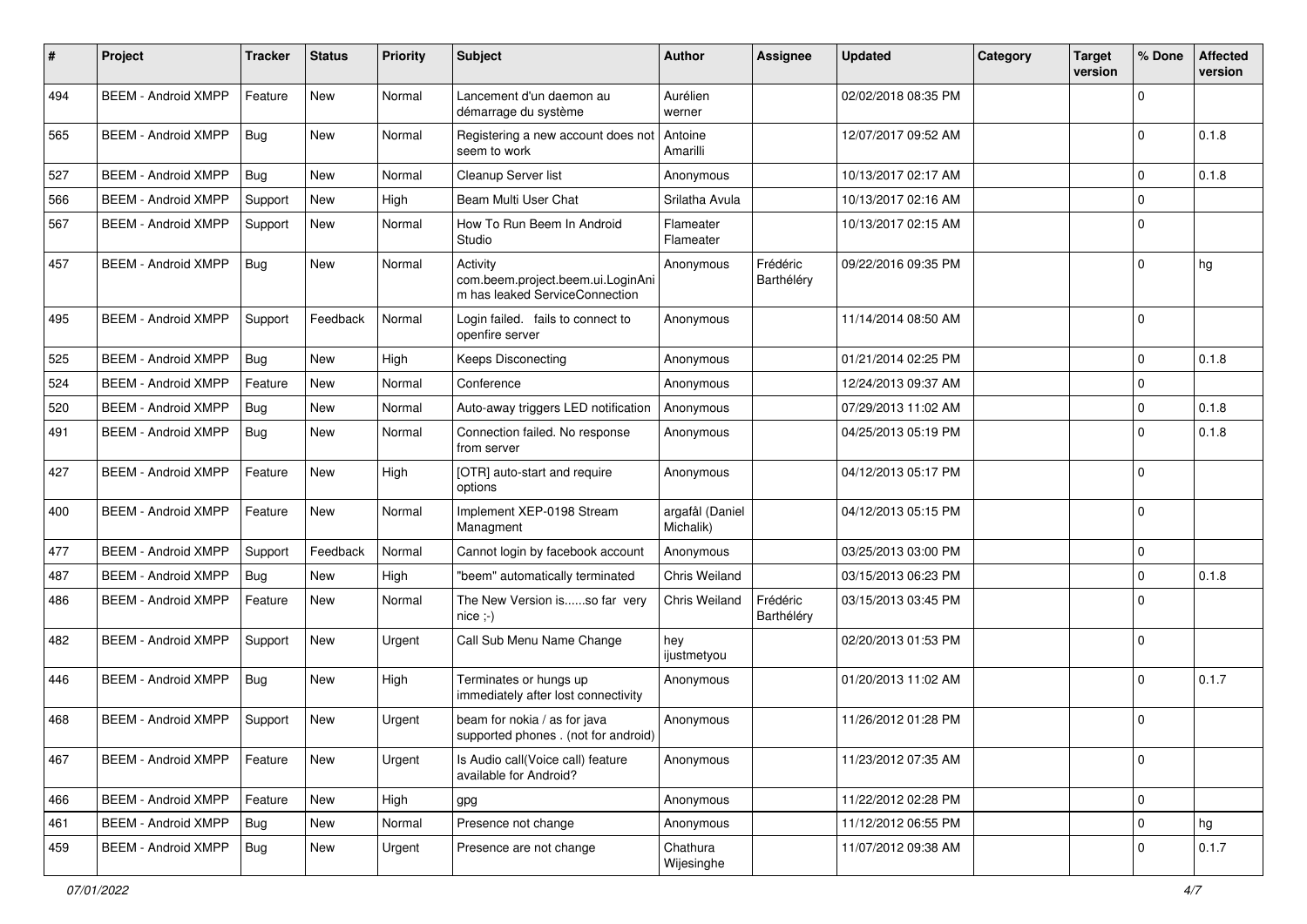| # | Project | Tracker | Status | Priority | Subject | Author | Assignee | Updated | Category | Target version | % Done | Affected version |
|---|---|---|---|---|---|---|---|---|---|---|---|---|
| 494 | BEEM - Android XMPP | Feature | New | Normal | Lancement d'un daemon au démarrage du système | Aurélien werner | | 02/02/2018 08:35 PM | | | 0 | |
| 565 | BEEM - Android XMPP | Bug | New | Normal | Registering a new account does not seem to work | Antoine Amarilli | | 12/07/2017 09:52 AM | | | 0 | 0.1.8 |
| 527 | BEEM - Android XMPP | Bug | New | Normal | Cleanup Server list | Anonymous | | 10/13/2017 02:17 AM | | | 0 | 0.1.8 |
| 566 | BEEM - Android XMPP | Support | New | High | Beam Multi User Chat | Srilatha Avula | | 10/13/2017 02:16 AM | | | 0 | |
| 567 | BEEM - Android XMPP | Support | New | Normal | How To Run Beem In Android Studio | Flameater Flameater | | 10/13/2017 02:15 AM | | | 0 | |
| 457 | BEEM - Android XMPP | Bug | New | Normal | Activity com.beem.project.beem.ui.LoginAnim has leaked ServiceConnection | Anonymous | Frédéric Barthéléry | 09/22/2016 09:35 PM | | | 0 | hg |
| 495 | BEEM - Android XMPP | Support | Feedback | Normal | Login failed. fails to connect to openfire server | Anonymous | | 11/14/2014 08:50 AM | | | 0 | |
| 525 | BEEM - Android XMPP | Bug | New | High | Keeps Disconecting | Anonymous | | 01/21/2014 02:25 PM | | | 0 | 0.1.8 |
| 524 | BEEM - Android XMPP | Feature | New | Normal | Conference | Anonymous | | 12/24/2013 09:37 AM | | | 0 | |
| 520 | BEEM - Android XMPP | Bug | New | Normal | Auto-away triggers LED notification | Anonymous | | 07/29/2013 11:02 AM | | | 0 | 0.1.8 |
| 491 | BEEM - Android XMPP | Bug | New | Normal | Connection failed. No response from server | Anonymous | | 04/25/2013 05:19 PM | | | 0 | 0.1.8 |
| 427 | BEEM - Android XMPP | Feature | New | High | [OTR] auto-start and require options | Anonymous | | 04/12/2013 05:17 PM | | | 0 | |
| 400 | BEEM - Android XMPP | Feature | New | Normal | Implement XEP-0198 Stream Managment | argafål (Daniel Michalik) | | 04/12/2013 05:15 PM | | | 0 | |
| 477 | BEEM - Android XMPP | Support | Feedback | Normal | Cannot login by facebook account | Anonymous | | 03/25/2013 03:00 PM | | | 0 | |
| 487 | BEEM - Android XMPP | Bug | New | High | "beem" automatically terminated | Chris Weiland | | 03/15/2013 06:23 PM | | | 0 | 0.1.8 |
| 486 | BEEM - Android XMPP | Feature | New | Normal | The New Version is......so far very nice ;-) | Chris Weiland | Frédéric Barthéléry | 03/15/2013 03:45 PM | | | 0 | |
| 482 | BEEM - Android XMPP | Support | New | Urgent | Call Sub Menu Name Change | hey ijustmetyou | | 02/20/2013 01:53 PM | | | 0 | |
| 446 | BEEM - Android XMPP | Bug | New | High | Terminates or hungs up immediately after lost connectivity | Anonymous | | 01/20/2013 11:02 AM | | | 0 | 0.1.7 |
| 468 | BEEM - Android XMPP | Support | New | Urgent | beam for nokia / as for java supported phones . (not for android) | Anonymous | | 11/26/2012 01:28 PM | | | 0 | |
| 467 | BEEM - Android XMPP | Feature | New | Urgent | Is Audio call(Voice call) feature available for Android? | Anonymous | | 11/23/2012 07:35 AM | | | 0 | |
| 466 | BEEM - Android XMPP | Feature | New | High | gpg | Anonymous | | 11/22/2012 02:28 PM | | | 0 | |
| 461 | BEEM - Android XMPP | Bug | New | Normal | Presence not change | Anonymous | | 11/12/2012 06:55 PM | | | 0 | hg |
| 459 | BEEM - Android XMPP | Bug | New | Urgent | Presence are not change | Chathura Wijesinghe | | 11/07/2012 09:38 AM | | | 0 | 0.1.7 |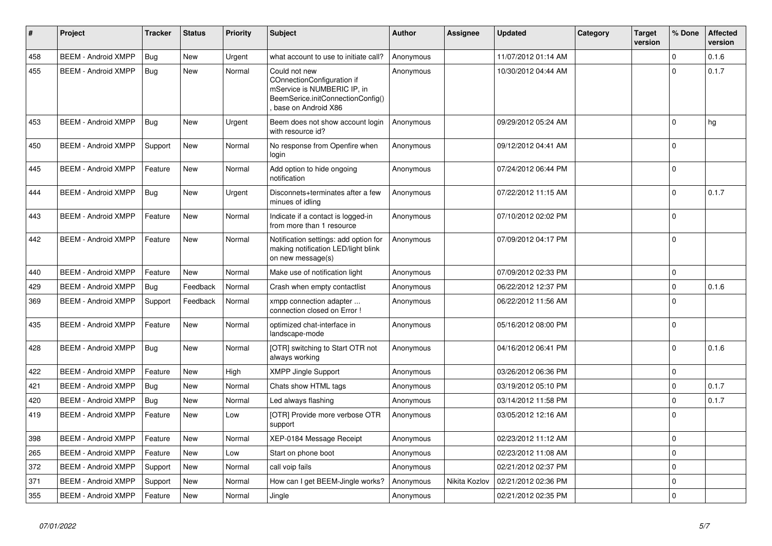| # | Project | Tracker | Status | Priority | Subject | Author | Assignee | Updated | Category | Target version | % Done | Affected version |
|---|---|---|---|---|---|---|---|---|---|---|---|---|
| 458 | BEEM - Android XMPP | Bug | New | Urgent | what account to use to initiate call? | Anonymous | | 11/07/2012 01:14 AM | | | 0 | 0.1.6 |
| 455 | BEEM - Android XMPP | Bug | New | Normal | Could not new COnnectionConfiguration if mService is NUMBERIC IP, in BeemSerice.initConnectionConfig() , base on Android X86 | Anonymous | | 10/30/2012 04:44 AM | | | 0 | 0.1.7 |
| 453 | BEEM - Android XMPP | Bug | New | Urgent | Beem does not show account login with resource id? | Anonymous | | 09/29/2012 05:24 AM | | | 0 | hg |
| 450 | BEEM - Android XMPP | Support | New | Normal | No response from Openfire when login | Anonymous | | 09/12/2012 04:41 AM | | | 0 | |
| 445 | BEEM - Android XMPP | Feature | New | Normal | Add option to hide ongoing notification | Anonymous | | 07/24/2012 06:44 PM | | | 0 | |
| 444 | BEEM - Android XMPP | Bug | New | Urgent | Disconnets+terminates after a few minues of idling | Anonymous | | 07/22/2012 11:15 AM | | | 0 | 0.1.7 |
| 443 | BEEM - Android XMPP | Feature | New | Normal | Indicate if a contact is logged-in from more than 1 resource | Anonymous | | 07/10/2012 02:02 PM | | | 0 | |
| 442 | BEEM - Android XMPP | Feature | New | Normal | Notification settings: add option for making notification LED/light blink on new message(s) | Anonymous | | 07/09/2012 04:17 PM | | | 0 | |
| 440 | BEEM - Android XMPP | Feature | New | Normal | Make use of notification light | Anonymous | | 07/09/2012 02:33 PM | | | 0 | |
| 429 | BEEM - Android XMPP | Bug | Feedback | Normal | Crash when empty contactlist | Anonymous | | 06/22/2012 12:37 PM | | | 0 | 0.1.6 |
| 369 | BEEM - Android XMPP | Support | Feedback | Normal | xmpp connection adapter ... connection closed on Error ! | Anonymous | | 06/22/2012 11:56 AM | | | 0 | |
| 435 | BEEM - Android XMPP | Feature | New | Normal | optimized chat-interface in landscape-mode | Anonymous | | 05/16/2012 08:00 PM | | | 0 | |
| 428 | BEEM - Android XMPP | Bug | New | Normal | [OTR] switching to Start OTR not always working | Anonymous | | 04/16/2012 06:41 PM | | | 0 | 0.1.6 |
| 422 | BEEM - Android XMPP | Feature | New | High | XMPP Jingle Support | Anonymous | | 03/26/2012 06:36 PM | | | 0 | |
| 421 | BEEM - Android XMPP | Bug | New | Normal | Chats show HTML tags | Anonymous | | 03/19/2012 05:10 PM | | | 0 | 0.1.7 |
| 420 | BEEM - Android XMPP | Bug | New | Normal | Led always flashing | Anonymous | | 03/14/2012 11:58 PM | | | 0 | 0.1.7 |
| 419 | BEEM - Android XMPP | Feature | New | Low | [OTR] Provide more verbose OTR support | Anonymous | | 03/05/2012 12:16 AM | | | 0 | |
| 398 | BEEM - Android XMPP | Feature | New | Normal | XEP-0184 Message Receipt | Anonymous | | 02/23/2012 11:12 AM | | | 0 | |
| 265 | BEEM - Android XMPP | Feature | New | Low | Start on phone boot | Anonymous | | 02/23/2012 11:08 AM | | | 0 | |
| 372 | BEEM - Android XMPP | Support | New | Normal | call voip fails | Anonymous | | 02/21/2012 02:37 PM | | | 0 | |
| 371 | BEEM - Android XMPP | Support | New | Normal | How can I get BEEM-Jingle works? | Anonymous | Nikita Kozlov | 02/21/2012 02:36 PM | | | 0 | |
| 355 | BEEM - Android XMPP | Feature | New | Normal | Jingle | Anonymous | | 02/21/2012 02:35 PM | | | 0 | |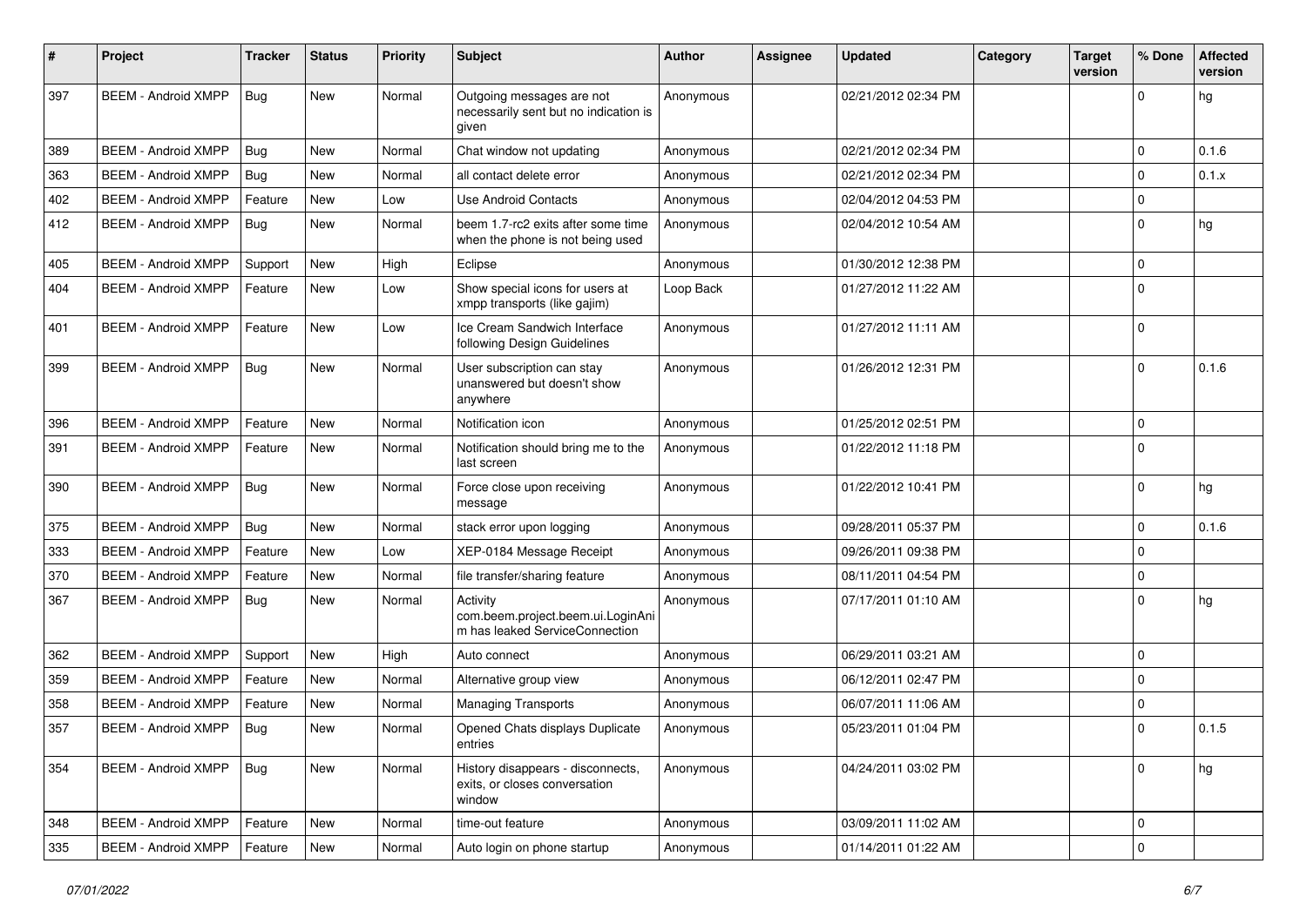| # | Project | Tracker | Status | Priority | Subject | Author | Assignee | Updated | Category | Target version | % Done | Affected version |
|---|---|---|---|---|---|---|---|---|---|---|---|---|
| 397 | BEEM - Android XMPP | Bug | New | Normal | Outgoing messages are not necessarily sent but no indication is given | Anonymous | | 02/21/2012 02:34 PM | | | 0 | hg |
| 389 | BEEM - Android XMPP | Bug | New | Normal | Chat window not updating | Anonymous | | 02/21/2012 02:34 PM | | | 0 | 0.1.6 |
| 363 | BEEM - Android XMPP | Bug | New | Normal | all contact delete error | Anonymous | | 02/21/2012 02:34 PM | | | 0 | 0.1.x |
| 402 | BEEM - Android XMPP | Feature | New | Low | Use Android Contacts | Anonymous | | 02/04/2012 04:53 PM | | | 0 | |
| 412 | BEEM - Android XMPP | Bug | New | Normal | beem 1.7-rc2 exits after some time when the phone is not being used | Anonymous | | 02/04/2012 10:54 AM | | | 0 | hg |
| 405 | BEEM - Android XMPP | Support | New | High | Eclipse | Anonymous | | 01/30/2012 12:38 PM | | | 0 | |
| 404 | BEEM - Android XMPP | Feature | New | Low | Show special icons for users at xmpp transports (like gajim) | Loop Back | | 01/27/2012 11:22 AM | | | 0 | |
| 401 | BEEM - Android XMPP | Feature | New | Low | Ice Cream Sandwich Interface following Design Guidelines | Anonymous | | 01/27/2012 11:11 AM | | | 0 | |
| 399 | BEEM - Android XMPP | Bug | New | Normal | User subscription can stay unanswered but doesn't show anywhere | Anonymous | | 01/26/2012 12:31 PM | | | 0 | 0.1.6 |
| 396 | BEEM - Android XMPP | Feature | New | Normal | Notification icon | Anonymous | | 01/25/2012 02:51 PM | | | 0 | |
| 391 | BEEM - Android XMPP | Feature | New | Normal | Notification should bring me to the last screen | Anonymous | | 01/22/2012 11:18 PM | | | 0 | |
| 390 | BEEM - Android XMPP | Bug | New | Normal | Force close upon receiving message | Anonymous | | 01/22/2012 10:41 PM | | | 0 | hg |
| 375 | BEEM - Android XMPP | Bug | New | Normal | stack error upon logging | Anonymous | | 09/28/2011 05:37 PM | | | 0 | 0.1.6 |
| 333 | BEEM - Android XMPP | Feature | New | Low | XEP-0184 Message Receipt | Anonymous | | 09/26/2011 09:38 PM | | | 0 | |
| 370 | BEEM - Android XMPP | Feature | New | Normal | file transfer/sharing feature | Anonymous | | 08/11/2011 04:54 PM | | | 0 | |
| 367 | BEEM - Android XMPP | Bug | New | Normal | Activity com.beem.project.beem.ui.LoginAnim has leaked ServiceConnection | Anonymous | | 07/17/2011 01:10 AM | | | 0 | hg |
| 362 | BEEM - Android XMPP | Support | New | High | Auto connect | Anonymous | | 06/29/2011 03:21 AM | | | 0 | |
| 359 | BEEM - Android XMPP | Feature | New | Normal | Alternative group view | Anonymous | | 06/12/2011 02:47 PM | | | 0 | |
| 358 | BEEM - Android XMPP | Feature | New | Normal | Managing Transports | Anonymous | | 06/07/2011 11:06 AM | | | 0 | |
| 357 | BEEM - Android XMPP | Bug | New | Normal | Opened Chats displays Duplicate entries | Anonymous | | 05/23/2011 01:04 PM | | | 0 | 0.1.5 |
| 354 | BEEM - Android XMPP | Bug | New | Normal | History disappears - disconnects, exits, or closes conversation window | Anonymous | | 04/24/2011 03:02 PM | | | 0 | hg |
| 348 | BEEM - Android XMPP | Feature | New | Normal | time-out feature | Anonymous | | 03/09/2011 11:02 AM | | | 0 | |
| 335 | BEEM - Android XMPP | Feature | New | Normal | Auto login on phone startup | Anonymous | | 01/14/2011 01:22 AM | | | 0 | |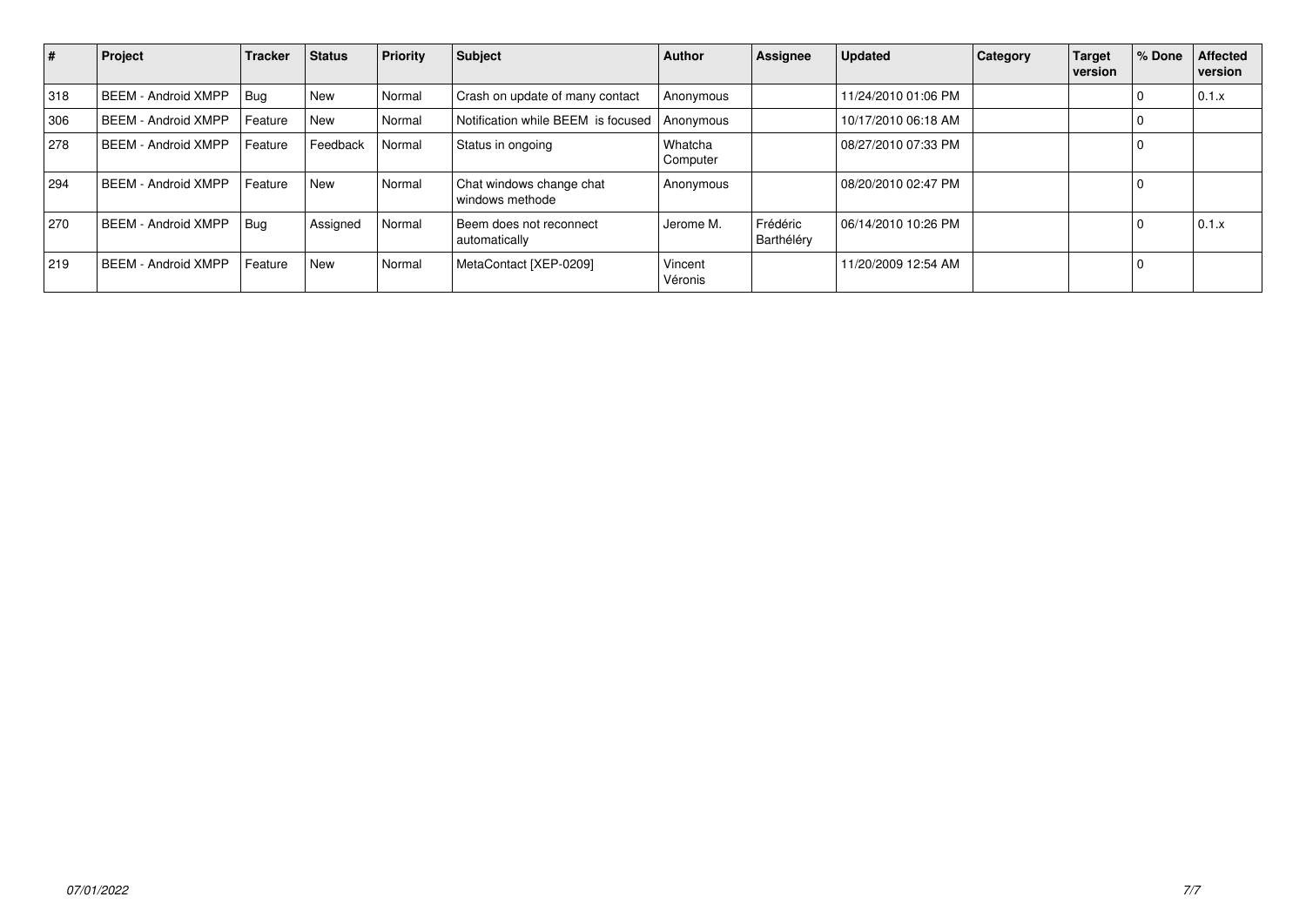| # | Project | Tracker | Status | Priority | Subject | Author | Assignee | Updated | Category | Target version | % Done | Affected version |
|---|---|---|---|---|---|---|---|---|---|---|---|---|
| 318 | BEEM - Android XMPP | Bug | New | Normal | Crash on update of many contact | Anonymous | | 11/24/2010 01:06 PM | | | 0 | 0.1.x |
| 306 | BEEM - Android XMPP | Feature | New | Normal | Notification while BEEM is focused | Anonymous | | 10/17/2010 06:18 AM | | | 0 | |
| 278 | BEEM - Android XMPP | Feature | Feedback | Normal | Status in ongoing | Whatcha Computer | | 08/27/2010 07:33 PM | | | 0 | |
| 294 | BEEM - Android XMPP | Feature | New | Normal | Chat windows change chat windows methode | Anonymous | | 08/20/2010 02:47 PM | | | 0 | |
| 270 | BEEM - Android XMPP | Bug | Assigned | Normal | Beem does not reconnect automatically | Jerome M. | Frédéric Barthéléry | 06/14/2010 10:26 PM | | | 0 | 0.1.x |
| 219 | BEEM - Android XMPP | Feature | New | Normal | MetaContact [XEP-0209] | Vincent Véronis | | 11/20/2009 12:54 AM | | | 0 | |